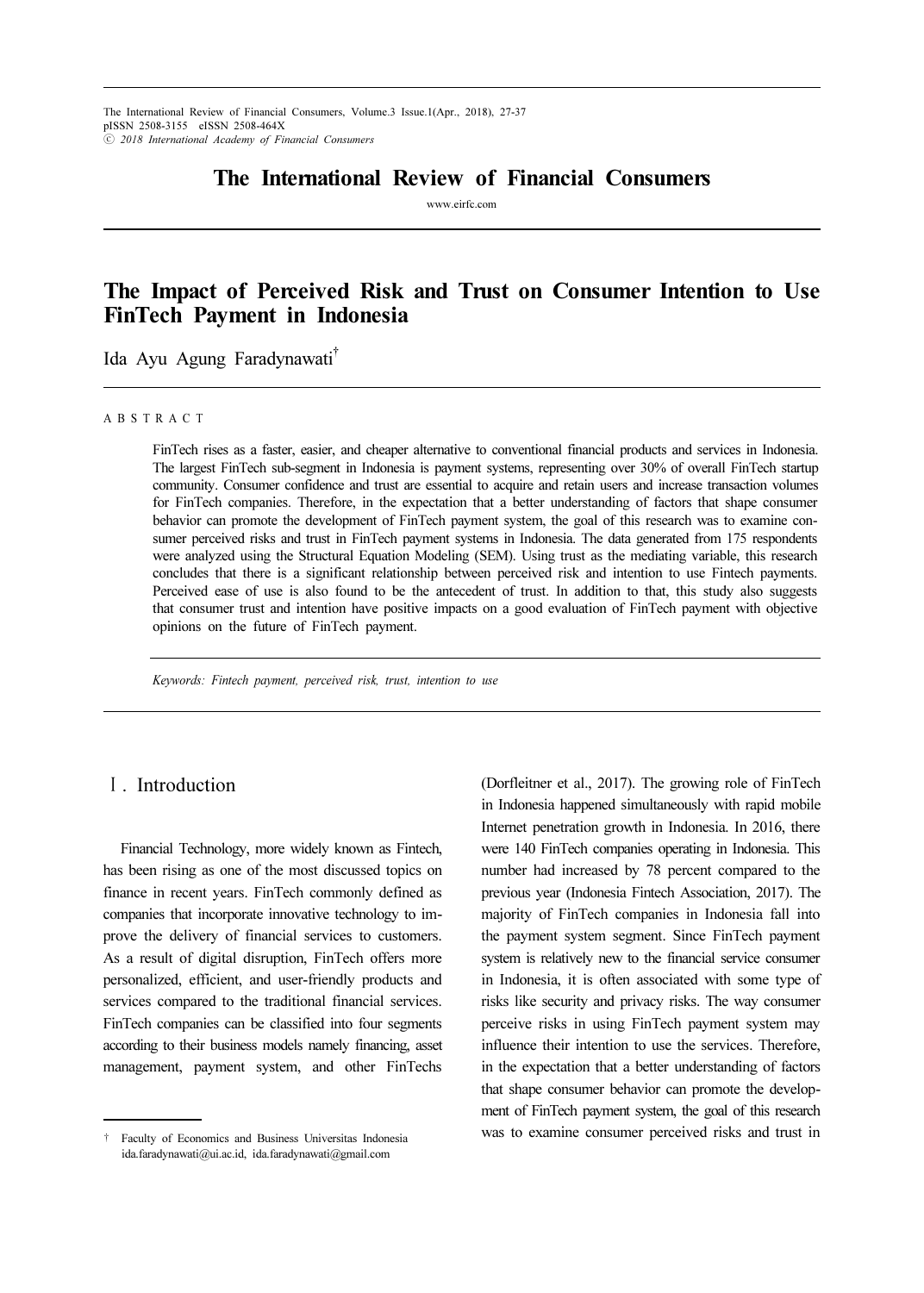# The International Review of Financial Consumers

www.eirfc.com

## The Impact of Perceived Risk and Trust on Consumer Intention to Use FinTech Payment in Indonesia

Ida Ayu Agung Faradynawati[†]

A B S T R A C T

FinTech rises as a faster, easier, and cheaper alternative to conventional financial products and services in Indonesia. The largest FinTech sub-segment in Indonesia is payment systems, representing over 30% of overall FinTech startup community. Consumer confidence and trust are essential to acquire and retain users and increase transaction volumes for FinTech companies. Therefore, in the expectation that a better understanding of factors that shape consumer behavior can promote the development of FinTech payment system, the goal of this research was to examine consumer perceived risks and trust in FinTech payment systems in Indonesia. The data generated from 175 respondents were analyzed using the Structural Equation Modeling (SEM). Using trust as the mediating variable, this research concludes that there is a significant relationship between perceived risk and intention to use Fintech payments. Perceived ease of use is also found to be the antecedent of trust. In addition to that, this study also suggests that consumer trust and intention have positive impacts on a good evaluation of FinTech payment with objective opinions on the future of FinTech payment.

*Keywords: Fintech payment, perceived risk, trust, intention to use*

## Ⅰ. Introduction

Financial Technology, more widely known as Fintech, has been rising as one of the most discussed topics on finance in recent years. FinTech commonly defined as companies that incorporate innovative technology to improve the delivery of financial services to customers. As a result of digital disruption, FinTech offers more personalized, efficient, and user-friendly products and services compared to the traditional financial services. FinTech companies can be classified into four segments according to their business models namely financing, asset management, payment system, and other FinTechs (Dorfleitner et al., 2017). The growing role of FinTech in Indonesia happened simultaneously with rapid mobile Internet penetration growth in Indonesia. In 2016, there were 140 FinTech companies operating in Indonesia. This number had increased by 78 percent compared to the previous year (Indonesia Fintech Association, 2017). The majority of FinTech companies in Indonesia fall into the payment system segment. Since FinTech payment system is relatively new to the financial service consumer in Indonesia, it is often associated with some type of risks like security and privacy risks. The way consumer perceive risks in using FinTech payment system may influence their intention to use the services. Therefore, in the expectation that a better understanding of factors that shape consumer behavior can promote the development of FinTech payment system, the goal of this research was to examine consumer perceived risks and trust in

---

† Faculty of Economics and Business Universitas Indonesia ida.faradynawati@ui.ac.id, ida.faradynawati@gmail.com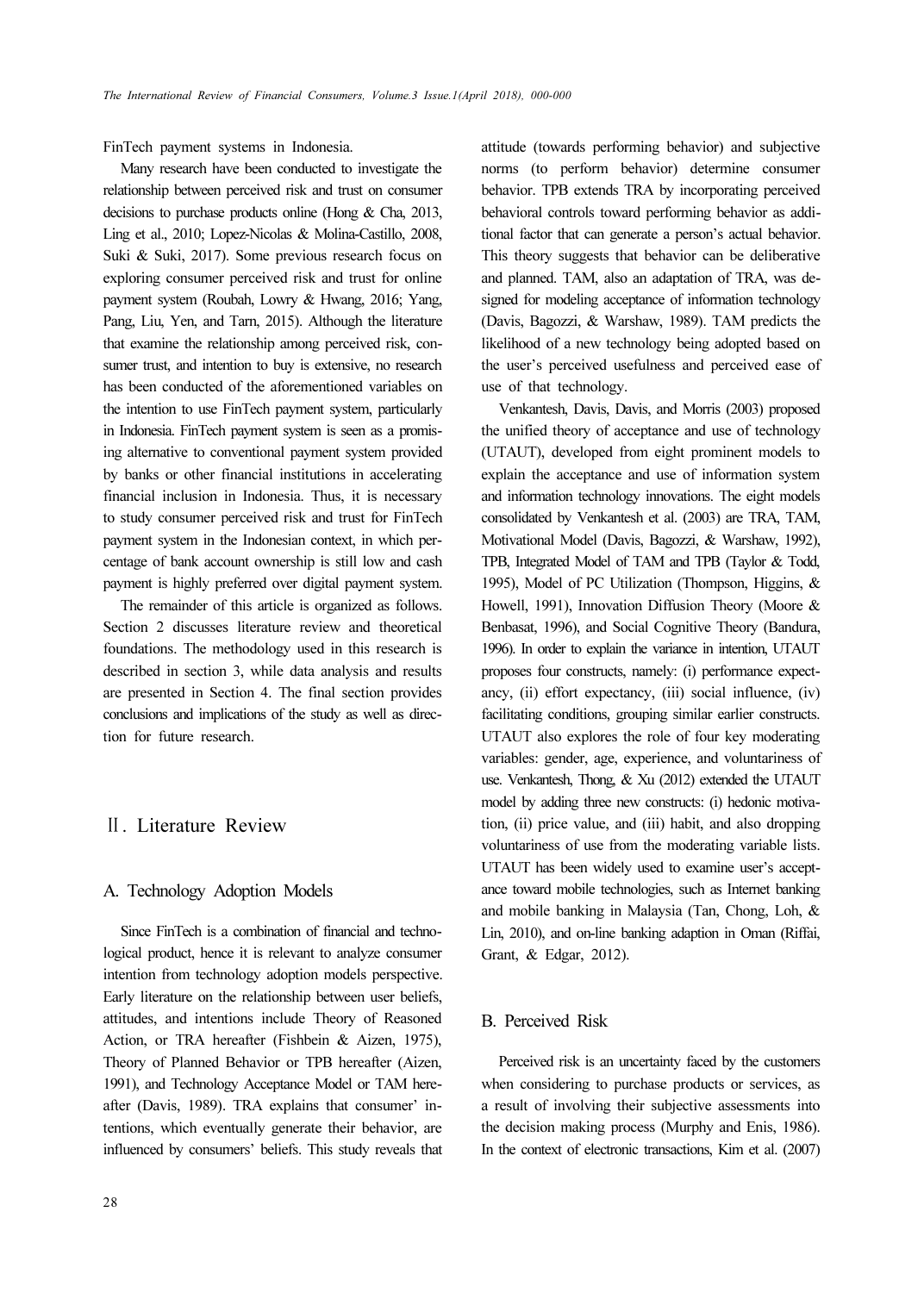FinTech payment systems in Indonesia.

Many research have been conducted to investigate the relationship between perceived risk and trust on consumer decisions to purchase products online (Hong & Cha, 2013, Ling et al., 2010; Lopez-Nicolas & Molina-Castillo, 2008, Suki & Suki, 2017). Some previous research focus on exploring consumer perceived risk and trust for online payment system (Roubah, Lowry & Hwang, 2016; Yang, Pang, Liu, Yen, and Tarn, 2015). Although the literature that examine the relationship among perceived risk, consumer trust, and intention to buy is extensive, no research has been conducted of the aforementioned variables on the intention to use FinTech payment system, particularly in Indonesia. FinTech payment system is seen as a promising alternative to conventional payment system provided by banks or other financial institutions in accelerating financial inclusion in Indonesia. Thus, it is necessary to study consumer perceived risk and trust for FinTech payment system in the Indonesian context, in which percentage of bank account ownership is still low and cash payment is highly preferred over digital payment system.

The remainder of this article is organized as follows. Section 2 discusses literature review and theoretical foundations. The methodology used in this research is described in section 3, while data analysis and results are presented in Section 4. The final section provides conclusions and implications of the study as well as direction for future research.

## Ⅱ. Literature Review

### A. Technology Adoption Models

Since FinTech is a combination of financial and technological product, hence it is relevant to analyze consumer intention from technology adoption models perspective. Early literature on the relationship between user beliefs, attitudes, and intentions include Theory of Reasoned Action, or TRA hereafter (Fishbein & Aizen, 1975), Theory of Planned Behavior or TPB hereafter (Aizen, 1991), and Technology Acceptance Model or TAM hereafter (Davis, 1989). TRA explains that consumer' intentions, which eventually generate their behavior, are influenced by consumers' beliefs. This study reveals that attitude (towards performing behavior) and subjective norms (to perform behavior) determine consumer behavior. TPB extends TRA by incorporating perceived behavioral controls toward performing behavior as additional factor that can generate a person's actual behavior. This theory suggests that behavior can be deliberative and planned. TAM, also an adaptation of TRA, was designed for modeling acceptance of information technology (Davis, Bagozzi, & Warshaw, 1989). TAM predicts the likelihood of a new technology being adopted based on the user's perceived usefulness and perceived ease of use of that technology.

Venkantesh, Davis, Davis, and Morris (2003) proposed the unified theory of acceptance and use of technology (UTAUT), developed from eight prominent models to explain the acceptance and use of information system and information technology innovations. The eight models consolidated by Venkantesh et al. (2003) are TRA, TAM, Motivational Model (Davis, Bagozzi, & Warshaw, 1992), TPB, Integrated Model of TAM and TPB (Taylor & Todd, 1995), Model of PC Utilization (Thompson, Higgins, & Howell, 1991), Innovation Diffusion Theory (Moore & Benbasat, 1996), and Social Cognitive Theory (Bandura, 1996). In order to explain the variance in intention, UTAUT proposes four constructs, namely: (i) performance expectancy, (ii) effort expectancy, (iii) social influence, (iv) facilitating conditions, grouping similar earlier constructs. UTAUT also explores the role of four key moderating variables: gender, age, experience, and voluntariness of use. Venkantesh, Thong, & Xu (2012) extended the UTAUT model by adding three new constructs: (i) hedonic motivation, (ii) price value, and (iii) habit, and also dropping voluntariness of use from the moderating variable lists. UTAUT has been widely used to examine user's acceptance toward mobile technologies, such as Internet banking and mobile banking in Malaysia (Tan, Chong, Loh, & Lin, 2010), and on-line banking adaption in Oman (Riffai, Grant, & Edgar, 2012).

### B. Perceived Risk

Perceived risk is an uncertainty faced by the customers when considering to purchase products or services, as a result of involving their subjective assessments into the decision making process (Murphy and Enis, 1986). In the context of electronic transactions, Kim et al. (2007)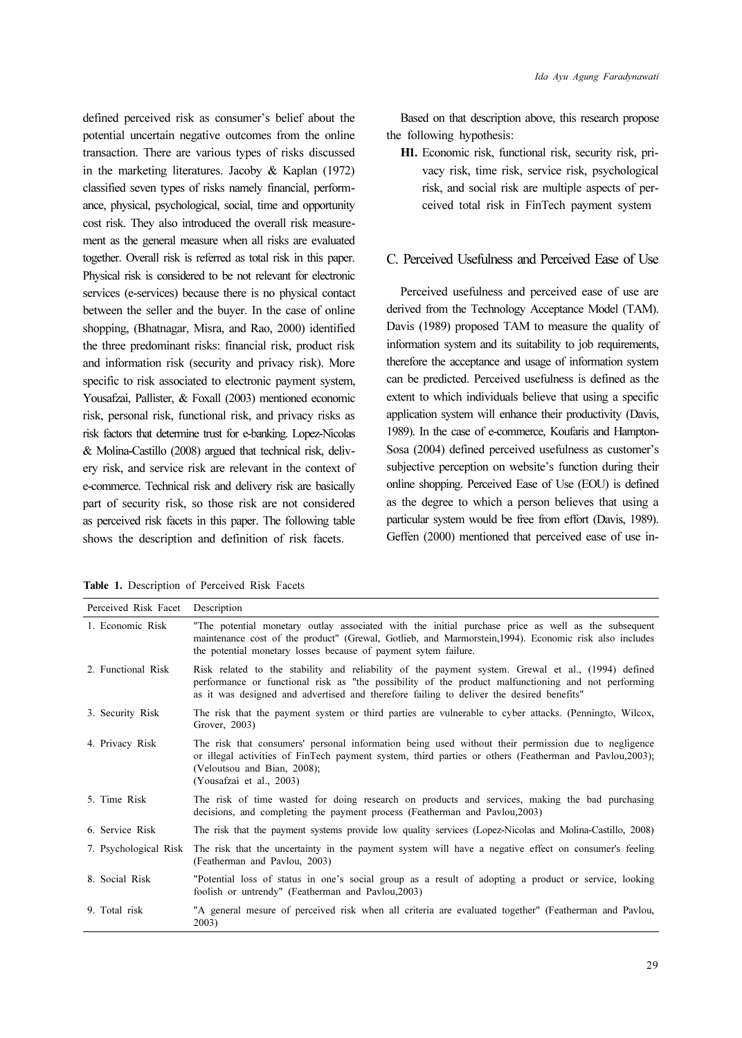defined perceived risk as consumer's belief about the potential uncertain negative outcomes from the online transaction. There are various types of risks discussed in the marketing literatures. Jacoby & Kaplan (1972) classified seven types of risks namely financial, performance, physical, psychological, social, time and opportunity cost risk. They also introduced the overall risk measurement as the general measure when all risks are evaluated together. Overall risk is referred as total risk in this paper. Physical risk is considered to be not relevant for electronic services (e-services) because there is no physical contact between the seller and the buyer. In the case of online shopping, (Bhatnagar, Misra, and Rao, 2000) identified the three predominant risks: financial risk, product risk and information risk (security and privacy risk). More specific to risk associated to electronic payment system, Yousafzai, Pallister, & Foxall (2003) mentioned economic risk, personal risk, functional risk, and privacy risks as risk factors that determine trust for e-banking. Lopez-Nicolas & Molina-Castillo (2008) argued that technical risk, delivery risk, and service risk are relevant in the context of e-commerce. Technical risk and delivery risk are basically part of security risk, so those risk are not considered as perceived risk facets in this paper. The following table shows the description and definition of risk facets.

Based on that description above, this research propose the following hypothesis:

**H1.** Economic risk, functional risk, security risk, privacy risk, time risk, service risk, psychological risk, and social risk are multiple aspects of perceived total risk in FinTech payment system

## C. Perceived Usefulness and Perceived Ease of Use

Perceived usefulness and perceived ease of use are derived from the Technology Acceptance Model (TAM). Davis (1989) proposed TAM to measure the quality of information system and its suitability to job requirements, therefore the acceptance and usage of information system can be predicted. Perceived usefulness is defined as the extent to which individuals believe that using a specific application system will enhance their productivity (Davis, 1989). In the case of e-commerce, Koufaris and Hampton-Sosa (2004) defined perceived usefulness as customer's subjective perception on website's function during their online shopping. Perceived Ease of Use (EOU) is defined as the degree to which a person believes that using a particular system would be free from effort (Davis, 1989). Geffen (2000) mentioned that perceived ease of use in-

**Table 1.** Description of Perceived Risk Facets

| Perceived Risk Facet | Description |
|---|---|
| 1. Economic Risk | "The potential monetary outlay associated with the initial purchase price as well as the subsequent maintenance cost of the product" (Grewal, Gotlieb, and Marmorstein,1994). Economic risk also includes the potential monetary losses because of payment sytem failure. |
| 2. Functional Risk | Risk related to the stability and reliability of the payment system. Grewal et al., (1994) defined performance or functional risk as "the possibility of the product malfunctioning and not performing as it was designed and advertised and therefore failing to deliver the desired benefits" |
| 3. Security Risk | The risk that the payment system or third parties are vulnerable to cyber attacks. (Penningto, Wilcox, Grover, 2003) |
| 4. Privacy Risk | The risk that consumers' personal information being used without their permission due to negligence or illegal activities of FinTech payment system, third parties or others (Featherman and Pavlou,2003); (Veloutsou and Bian, 2008); (Yousafzai et al., 2003) |
| 5. Time Risk | The risk of time wasted for doing research on products and services, making the bad purchasing decisions, and completing the payment process (Featherman and Pavlou,2003) |
| 6. Service Risk | The risk that the payment systems provide low quality services (Lopez-Nicolas and Molina-Castillo, 2008) |
| 7. Psychological Risk | The risk that the uncertainty in the payment system will have a negative effect on consumer's feeling (Featherman and Pavlou, 2003) |
| 8. Social Risk | "Potential loss of status in one's social group as a result of adopting a product or service, looking foolish or untrendy" (Featherman and Pavlou,2003) |
| 9. Total risk | "A general mesure of perceived risk when all criteria are evaluated together" (Featherman and Pavlou, 2003) |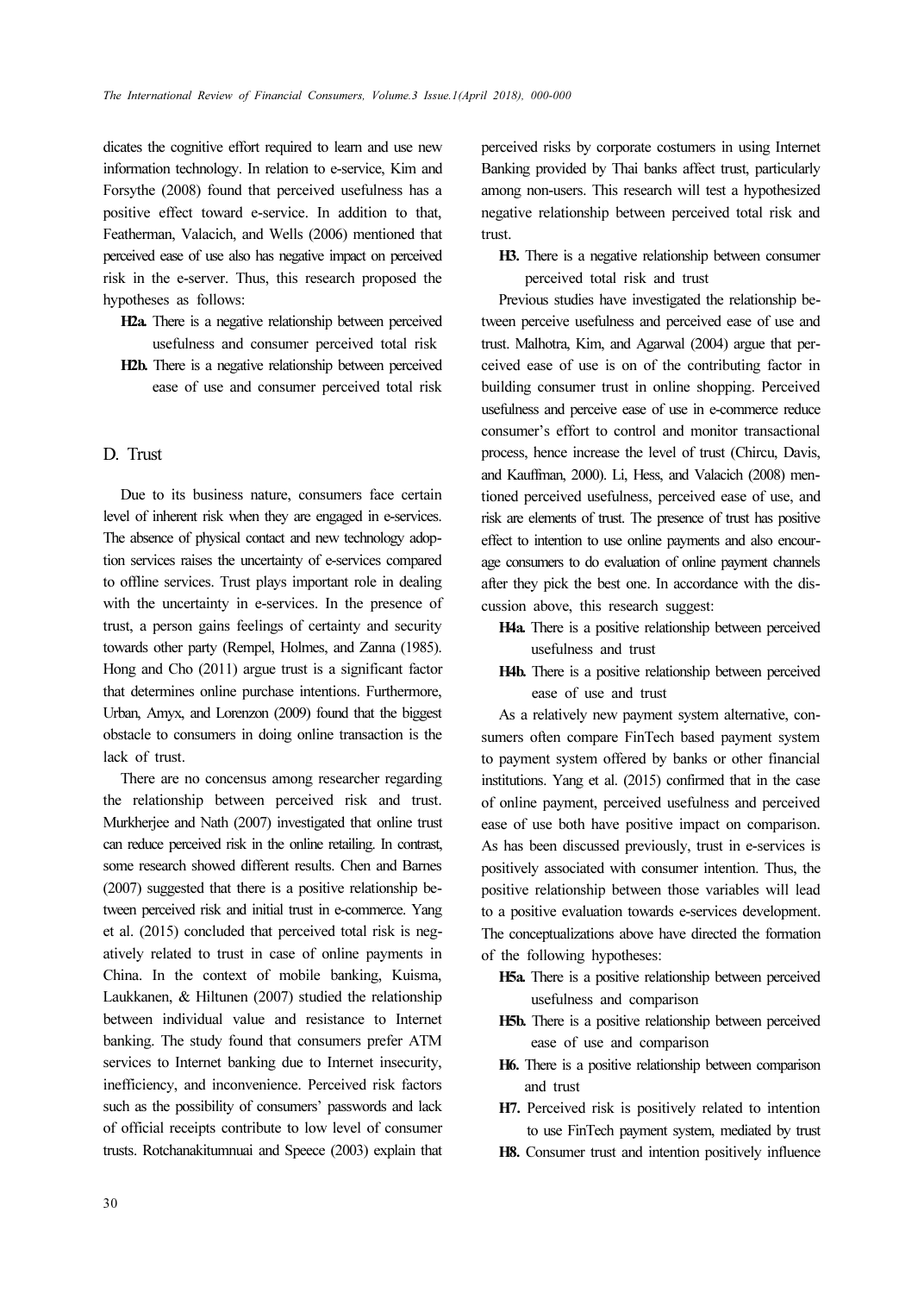dicates the cognitive effort required to learn and use new information technology. In relation to e-service, Kim and Forsythe (2008) found that perceived usefulness has a positive effect toward e-service. In addition to that, Featherman, Valacich, and Wells (2006) mentioned that perceived ease of use also has negative impact on perceived risk in the e-server. Thus, this research proposed the hypotheses as follows:

- **H2a.** There is a negative relationship between perceived usefulness and consumer perceived total risk
- **H2b.** There is a negative relationship between perceived ease of use and consumer perceived total risk

## D. Trust

Due to its business nature, consumers face certain level of inherent risk when they are engaged in e-services. The absence of physical contact and new technology adoption services raises the uncertainty of e-services compared to offline services. Trust plays important role in dealing with the uncertainty in e-services. In the presence of trust, a person gains feelings of certainty and security towards other party (Rempel, Holmes, and Zanna (1985). Hong and Cho (2011) argue trust is a significant factor that determines online purchase intentions. Furthermore, Urban, Amyx, and Lorenzon (2009) found that the biggest obstacle to consumers in doing online transaction is the lack of trust.

There are no concensus among researcher regarding the relationship between perceived risk and trust. Murkherjee and Nath (2007) investigated that online trust can reduce perceived risk in the online retailing. In contrast, some research showed different results. Chen and Barnes (2007) suggested that there is a positive relationship between perceived risk and initial trust in e-commerce. Yang et al. (2015) concluded that perceived total risk is negatively related to trust in case of online payments in China. In the context of mobile banking, Kuisma, Laukkanen, & Hiltunen (2007) studied the relationship between individual value and resistance to Internet banking. The study found that consumers prefer ATM services to Internet banking due to Internet insecurity, inefficiency, and inconvenience. Perceived risk factors such as the possibility of consumers' passwords and lack of official receipts contribute to low level of consumer trusts. Rotchanakitumnuai and Speece (2003) explain that perceived risks by corporate costumers in using Internet Banking provided by Thai banks affect trust, particularly among non-users. This research will test a hypothesized negative relationship between perceived total risk and trust.

- **H3.** There is a negative relationship between consumer perceived total risk and trust

Previous studies have investigated the relationship between perceive usefulness and perceived ease of use and trust. Malhotra, Kim, and Agarwal (2004) argue that perceived ease of use is on of the contributing factor in building consumer trust in online shopping. Perceived usefulness and perceive ease of use in e-commerce reduce consumer's effort to control and monitor transactional process, hence increase the level of trust (Chircu, Davis, and Kauffman, 2000). Li, Hess, and Valacich (2008) mentioned perceived usefulness, perceived ease of use, and risk are elements of trust. The presence of trust has positive effect to intention to use online payments and also encourage consumers to do evaluation of online payment channels after they pick the best one. In accordance with the discussion above, this research suggest:

- **H4a.** There is a positive relationship between perceived usefulness and trust
- **H4b.** There is a positive relationship between perceived ease of use and trust

As a relatively new payment system alternative, consumers often compare FinTech based payment system to payment system offered by banks or other financial institutions. Yang et al. (2015) confirmed that in the case of online payment, perceived usefulness and perceived ease of use both have positive impact on comparison. As has been discussed previously, trust in e-services is positively associated with consumer intention. Thus, the positive relationship between those variables will lead to a positive evaluation towards e-services development. The conceptualizations above have directed the formation of the following hypotheses:

- **H5a.** There is a positive relationship between perceived usefulness and comparison
- **H5b.** There is a positive relationship between perceived ease of use and comparison
- **H6.** There is a positive relationship between comparison and trust
- **H7.** Perceived risk is positively related to intention to use FinTech payment system, mediated by trust
- **H8.** Consumer trust and intention positively influence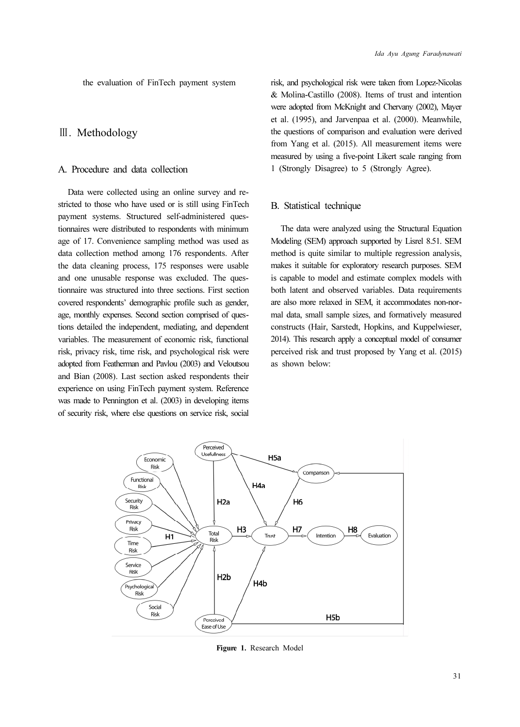the evaluation of FinTech payment system

## Ⅲ. Methodology

### A. Procedure and data collection

Data were collected using an online survey and restricted to those who have used or is still using FinTech payment systems. Structured self-administered questionnaires were distributed to respondents with minimum age of 17. Convenience sampling method was used as data collection method among 176 respondents. After the data cleaning process, 175 responses were usable and one unusable response was excluded. The questionnaire was structured into three sections. First section covered respondents' demographic profile such as gender, age, monthly expenses. Second section comprised of questions detailed the independent, mediating, and dependent variables. The measurement of economic risk, functional risk, privacy risk, time risk, and psychological risk were adopted from Featherman and Pavlou (2003) and Veloutsou and Bian (2008). Last section asked respondents their experience on using FinTech payment system. Reference was made to Pennington et al. (2003) in developing items of security risk, where else questions on service risk, social risk, and psychological risk were taken from Lopez-Nicolas & Molina-Castillo (2008). Items of trust and intention were adopted from McKnight and Chervany (2002), Mayer et al. (1995), and Jarvenpaa et al. (2000). Meanwhile, the questions of comparison and evaluation were derived from Yang et al. (2015). All measurement items were measured by using a five-point Likert scale ranging from 1 (Strongly Disagree) to 5 (Strongly Agree).

### B. Statistical technique

The data were analyzed using the Structural Equation Modeling (SEM) approach supported by Lisrel 8.51. SEM method is quite similar to multiple regression analysis, makes it suitable for exploratory research purposes. SEM is capable to model and estimate complex models with both latent and observed variables. Data requirements are also more relaxed in SEM, it accommodates non-normal data, small sample sizes, and formatively measured constructs (Hair, Sarstedt, Hopkins, and Kuppelwieser, 2014). This research apply a conceptual model of consumer perceived risk and trust proposed by Yang et al. (2015) as shown below:

**Figure 1.** Research Model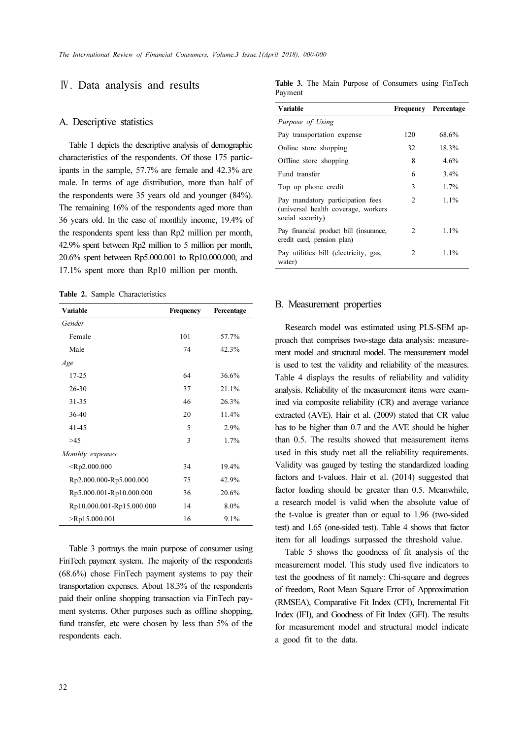## Ⅳ. Data analysis and results

### A. Descriptive statistics

Table 1 depicts the descriptive analysis of demographic characteristics of the respondents. Of those 175 participants in the sample, 57.7% are female and 42.3% are male. In terms of age distribution, more than half of the respondents were 35 years old and younger (84%). The remaining 16% of the respondents aged more than 36 years old. In the case of monthly income, 19.4% of the respondents spent less than Rp2 million per month, 42.9% spent between Rp2 million to 5 million per month, 20.6% spent between Rp5.000.001 to Rp10.000.000, and 17.1% spent more than Rp10 million per month.

**Table 2.** Sample Characteristics

| Variable | Frequency | Percentage |
|---|---|---|
| *Gender* | | |
| Female | 101 | 57.7% |
| Male | 74 | 42.3% |
| *Age* | | |
| 17-25 | 64 | 36.6% |
| 26-30 | 37 | 21.1% |
| 31-35 | 46 | 26.3% |
| 36-40 | 20 | 11.4% |
| 41-45 | 5 | 2.9% |
| >45 | 3 | 1.7% |
| *Monthly expenses* | | |
| <Rp2.000.000 | 34 | 19.4% |
| Rp2.000.000-Rp5.000.000 | 75 | 42.9% |
| Rp5.000.001-Rp10.000.000 | 36 | 20.6% |
| Rp10.000.001-Rp15.000.000 | 14 | 8.0% |
| >Rp15.000.001 | 16 | 9.1% |

Table 3 portrays the main purpose of consumer using FinTech payment system. The majority of the respondents (68.6%) chose FinTech payment systems to pay their transportation expenses. About 18.3% of the respondents paid their online shopping transaction via FinTech payment systems. Other purposes such as offline shopping, fund transfer, etc were chosen by less than 5% of the respondents each.

**Table 3.** The Main Purpose of Consumers using FinTech Payment

| Variable | Frequency | Percentage |
|---|---|---|
| *Purpose of Using* | | |
| Pay transportation expense | 120 | 68.6% |
| Online store shopping | 32 | 18.3% |
| Offline store shopping | 8 | 4.6% |
| Fund transfer | 6 | 3.4% |
| Top up phone credit | 3 | 1.7% |
| Pay mandatory participation fees (universal health coverage, workers social security) | 2 | 1.1% |
| Pay financial product bill (insurance, credit card, pension plan) | 2 | 1.1% |
| Pay utilities bill (electricity, gas, water) | 2 | 1.1% |

### B. Measurement properties

Research model was estimated using PLS-SEM approach that comprises two-stage data analysis: measurement model and structural model. The measurement model is used to test the validity and reliability of the measures. Table 4 displays the results of reliability and validity analysis. Reliability of the measurement items were examined via composite reliability (CR) and average variance extracted (AVE). Hair et al. (2009) stated that CR value has to be higher than 0.7 and the AVE should be higher than 0.5. The results showed that measurement items used in this study met all the reliability requirements. Validity was gauged by testing the standardized loading factors and t-values. Hair et al. (2014) suggested that factor loading should be greater than 0.5. Meanwhile, a research model is valid when the absolute value of the t-value is greater than or equal to 1.96 (two-sided test) and 1.65 (one-sided test). Table 4 shows that factor item for all loadings surpassed the threshold value.

Table 5 shows the goodness of fit analysis of the measurement model. This study used five indicators to test the goodness of fit namely: Chi-square and degrees of freedom, Root Mean Square Error of Approximation (RMSEA), Comparative Fit Index (CFI), Incremental Fit Index (IFI), and Goodness of Fit Index (GFI). The results for measurement model and structural model indicate a good fit to the data.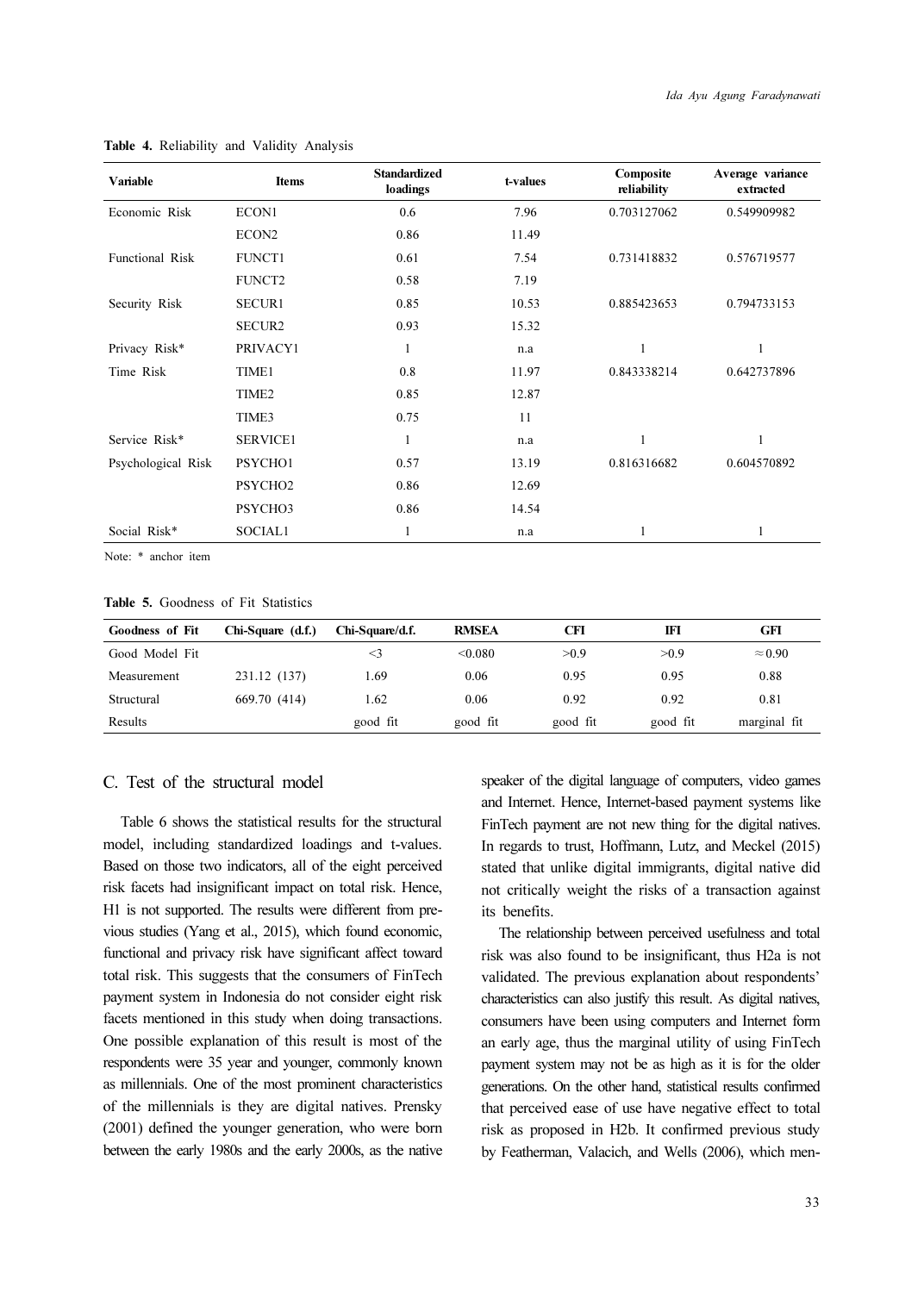**Table 4.** Reliability and Validity Analysis

| Variable | Items | Standardized loadings | t-values | Composite reliability | Average variance extracted |
|---|---|---|---|---|---|
| Economic Risk | ECON1 | 0.6 | 7.96 | 0.703127062 | 0.549909982 |
| | ECON2 | 0.86 | 11.49 | | |
| Functional Risk | FUNCT1 | 0.61 | 7.54 | 0.731418832 | 0.576719577 |
| | FUNCT2 | 0.58 | 7.19 | | |
| Security Risk | SECUR1 | 0.85 | 10.53 | 0.885423653 | 0.794733153 |
| | SECUR2 | 0.93 | 15.32 | | |
| Privacy Risk* | PRIVACY1 | 1 | n.a | 1 | 1 |
| Time Risk | TIME1 | 0.8 | 11.97 | 0.843338214 | 0.642737896 |
| | TIME2 | 0.85 | 12.87 | | |
| | TIME3 | 0.75 | 11 | | |
| Service Risk* | SERVICE1 | 1 | n.a | 1 | 1 |
| Psychological Risk | PSYCHO1 | 0.57 | 13.19 | 0.816316682 | 0.604570892 |
| | PSYCHO2 | 0.86 | 12.69 | | |
| | PSYCHO3 | 0.86 | 14.54 | | |
| Social Risk* | SOCIAL1 | 1 | n.a | 1 | 1 |

Note: * anchor item

**Table 5.** Goodness of Fit Statistics

| Goodness of Fit | Chi-Square (d.f.) | Chi-Square/d.f. | RMSEA | CFI | IFI | GFI |
|---|---|---|---|---|---|---|
| Good Model Fit | | <3 | <0.080 | >0.9 | >0.9 | ≈0.90 |
| Measurement | 231.12 (137) | 1.69 | 0.06 | 0.95 | 0.95 | 0.88 |
| Structural | 669.70 (414) | 1.62 | 0.06 | 0.92 | 0.92 | 0.81 |
| Results | | good fit | good fit | good fit | good fit | marginal fit |

### C. Test of the structural model

Table 6 shows the statistical results for the structural model, including standardized loadings and t-values. Based on those two indicators, all of the eight perceived risk facets had insignificant impact on total risk. Hence, H1 is not supported. The results were different from previous studies (Yang et al., 2015), which found economic, functional and privacy risk have significant affect toward total risk. This suggests that the consumers of FinTech payment system in Indonesia do not consider eight risk facets mentioned in this study when doing transactions. One possible explanation of this result is most of the respondents were 35 year and younger, commonly known as millennials. One of the most prominent characteristics of the millennials is they are digital natives. Prensky (2001) defined the younger generation, who were born between the early 1980s and the early 2000s, as the native speaker of the digital language of computers, video games and Internet. Hence, Internet-based payment systems like FinTech payment are not new thing for the digital natives. In regards to trust, Hoffmann, Lutz, and Meckel (2015) stated that unlike digital immigrants, digital native did not critically weight the risks of a transaction against its benefits.

The relationship between perceived usefulness and total risk was also found to be insignificant, thus H2a is not validated. The previous explanation about respondents' characteristics can also justify this result. As digital natives, consumers have been using computers and Internet form an early age, thus the marginal utility of using FinTech payment system may not be as high as it is for the older generations. On the other hand, statistical results confirmed that perceived ease of use have negative effect to total risk as proposed in H2b. It confirmed previous study by Featherman, Valacich, and Wells (2006), which men-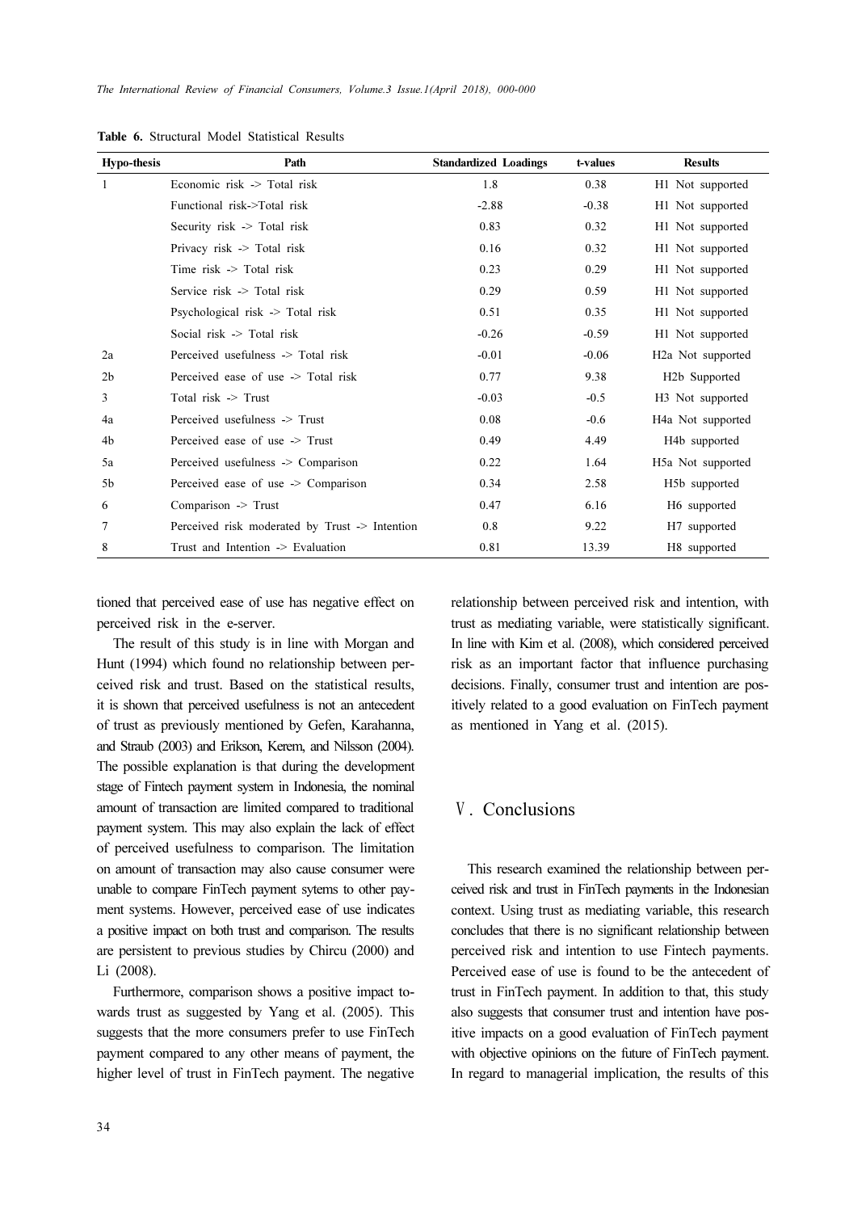**Table 6.** Structural Model Statistical Results

| Hypo-thesis | Path | Standardized Loadings | t-values | Results |
|---|---|---|---|---|
| 1 | Economic risk -> Total risk | 1.8 | 0.38 | H1 Not supported |
| | Functional risk->Total risk | -2.88 | -0.38 | H1 Not supported |
| | Security risk -> Total risk | 0.83 | 0.32 | H1 Not supported |
| | Privacy risk -> Total risk | 0.16 | 0.32 | H1 Not supported |
| | Time risk -> Total risk | 0.23 | 0.29 | H1 Not supported |
| | Service risk -> Total risk | 0.29 | 0.59 | H1 Not supported |
| | Psychological risk -> Total risk | 0.51 | 0.35 | H1 Not supported |
| | Social risk -> Total risk | -0.26 | -0.59 | H1 Not supported |
| 2a | Perceived usefulness -> Total risk | -0.01 | -0.06 | H2a Not supported |
| 2b | Perceived ease of use -> Total risk | 0.77 | 9.38 | H2b Supported |
| 3 | Total risk -> Trust | -0.03 | -0.5 | H3 Not supported |
| 4a | Perceived usefulness -> Trust | 0.08 | -0.6 | H4a Not supported |
| 4b | Perceived ease of use -> Trust | 0.49 | 4.49 | H4b supported |
| 5a | Perceived usefulness -> Comparison | 0.22 | 1.64 | H5a Not supported |
| 5b | Perceived ease of use -> Comparison | 0.34 | 2.58 | H5b supported |
| 6 | Comparison -> Trust | 0.47 | 6.16 | H6 supported |
| 7 | Perceived risk moderated by Trust -> Intention | 0.8 | 9.22 | H7 supported |
| 8 | Trust and Intention -> Evaluation | 0.81 | 13.39 | H8 supported |

tioned that perceived ease of use has negative effect on perceived risk in the e-server.

The result of this study is in line with Morgan and Hunt (1994) which found no relationship between perceived risk and trust. Based on the statistical results, it is shown that perceived usefulness is not an antecedent of trust as previously mentioned by Gefen, Karahanna, and Straub (2003) and Erikson, Kerem, and Nilsson (2004). The possible explanation is that during the development stage of Fintech payment system in Indonesia, the nominal amount of transaction are limited compared to traditional payment system. This may also explain the lack of effect of perceived usefulness to comparison. The limitation on amount of transaction may also cause consumer were unable to compare FinTech payment sytems to other payment systems. However, perceived ease of use indicates a positive impact on both trust and comparison. The results are persistent to previous studies by Chircu (2000) and Li (2008).

Furthermore, comparison shows a positive impact towards trust as suggested by Yang et al. (2005). This suggests that the more consumers prefer to use FinTech payment compared to any other means of payment, the higher level of trust in FinTech payment. The negative relationship between perceived risk and intention, with trust as mediating variable, were statistically significant. In line with Kim et al. (2008), which considered perceived risk as an important factor that influence purchasing decisions. Finally, consumer trust and intention are positively related to a good evaluation on FinTech payment as mentioned in Yang et al. (2015).

## Ⅴ. Conclusions

This research examined the relationship between perceived risk and trust in FinTech payments in the Indonesian context. Using trust as mediating variable, this research concludes that there is no significant relationship between perceived risk and intention to use Fintech payments. Perceived ease of use is found to be the antecedent of trust in FinTech payment. In addition to that, this study also suggests that consumer trust and intention have positive impacts on a good evaluation of FinTech payment with objective opinions on the future of FinTech payment. In regard to managerial implication, the results of this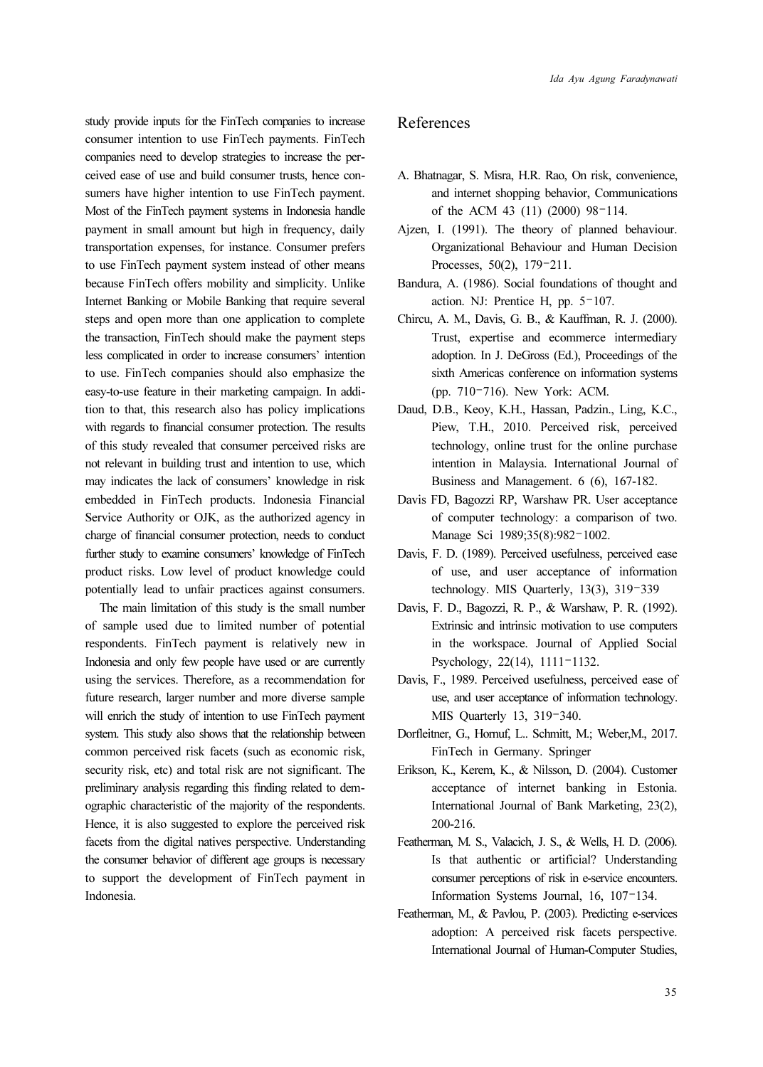study provide inputs for the FinTech companies to increase consumer intention to use FinTech payments. FinTech companies need to develop strategies to increase the perceived ease of use and build consumer trusts, hence consumers have higher intention to use FinTech payment. Most of the FinTech payment systems in Indonesia handle payment in small amount but high in frequency, daily transportation expenses, for instance. Consumer prefers to use FinTech payment system instead of other means because FinTech offers mobility and simplicity. Unlike Internet Banking or Mobile Banking that require several steps and open more than one application to complete the transaction, FinTech should make the payment steps less complicated in order to increase consumers' intention to use. FinTech companies should also emphasize the easy-to-use feature in their marketing campaign. In addition to that, this research also has policy implications with regards to financial consumer protection. The results of this study revealed that consumer perceived risks are not relevant in building trust and intention to use, which may indicates the lack of consumers' knowledge in risk embedded in FinTech products. Indonesia Financial Service Authority or OJK, as the authorized agency in charge of financial consumer protection, needs to conduct further study to examine consumers' knowledge of FinTech product risks. Low level of product knowledge could potentially lead to unfair practices against consumers.

The main limitation of this study is the small number of sample used due to limited number of potential respondents. FinTech payment is relatively new in Indonesia and only few people have used or are currently using the services. Therefore, as a recommendation for future research, larger number and more diverse sample will enrich the study of intention to use FinTech payment system. This study also shows that the relationship between common perceived risk facets (such as economic risk, security risk, etc) and total risk are not significant. The preliminary analysis regarding this finding related to demographic characteristic of the majority of the respondents. Hence, it is also suggested to explore the perceived risk facets from the digital natives perspective. Understanding the consumer behavior of different age groups is necessary to support the development of FinTech payment in Indonesia.

## References

A. Bhatnagar, S. Misra, H.R. Rao, On risk, convenience, and internet shopping behavior, Communications of the ACM 43 (11) (2000) 98-114.

Ajzen, I. (1991). The theory of planned behaviour. Organizational Behaviour and Human Decision Processes, 50(2), 179-211.

Bandura, A. (1986). Social foundations of thought and action. NJ: Prentice H, pp. 5-107.

Chircu, A. M., Davis, G. B., & Kauffman, R. J. (2000). Trust, expertise and ecommerce intermediary adoption. In J. DeGross (Ed.), Proceedings of the sixth Americas conference on information systems (pp. 710-716). New York: ACM.

Daud, D.B., Keoy, K.H., Hassan, Padzin., Ling, K.C., Piew, T.H., 2010. Perceived risk, perceived technology, online trust for the online purchase intention in Malaysia. International Journal of Business and Management. 6 (6), 167-182.

Davis FD, Bagozzi RP, Warshaw PR. User acceptance of computer technology: a comparison of two. Manage Sci 1989;35(8):982-1002.

Davis, F. D. (1989). Perceived usefulness, perceived ease of use, and user acceptance of information technology. MIS Quarterly, 13(3), 319-339

Davis, F. D., Bagozzi, R. P., & Warshaw, P. R. (1992). Extrinsic and intrinsic motivation to use computers in the workspace. Journal of Applied Social Psychology, 22(14), 1111-1132.

Davis, F., 1989. Perceived usefulness, perceived ease of use, and user acceptance of information technology. MIS Quarterly 13, 319-340.

Dorfleitner, G., Hornuf, L.. Schmitt, M.; Weber,M., 2017. FinTech in Germany. Springer

Erikson, K., Kerem, K., & Nilsson, D. (2004). Customer acceptance of internet banking in Estonia. International Journal of Bank Marketing, 23(2), 200-216.

Featherman, M. S., Valacich, J. S., & Wells, H. D. (2006). Is that authentic or artificial? Understanding consumer perceptions of risk in e-service encounters. Information Systems Journal, 16, 107-134.

Featherman, M., & Pavlou, P. (2003). Predicting e-services adoption: A perceived risk facets perspective. International Journal of Human-Computer Studies,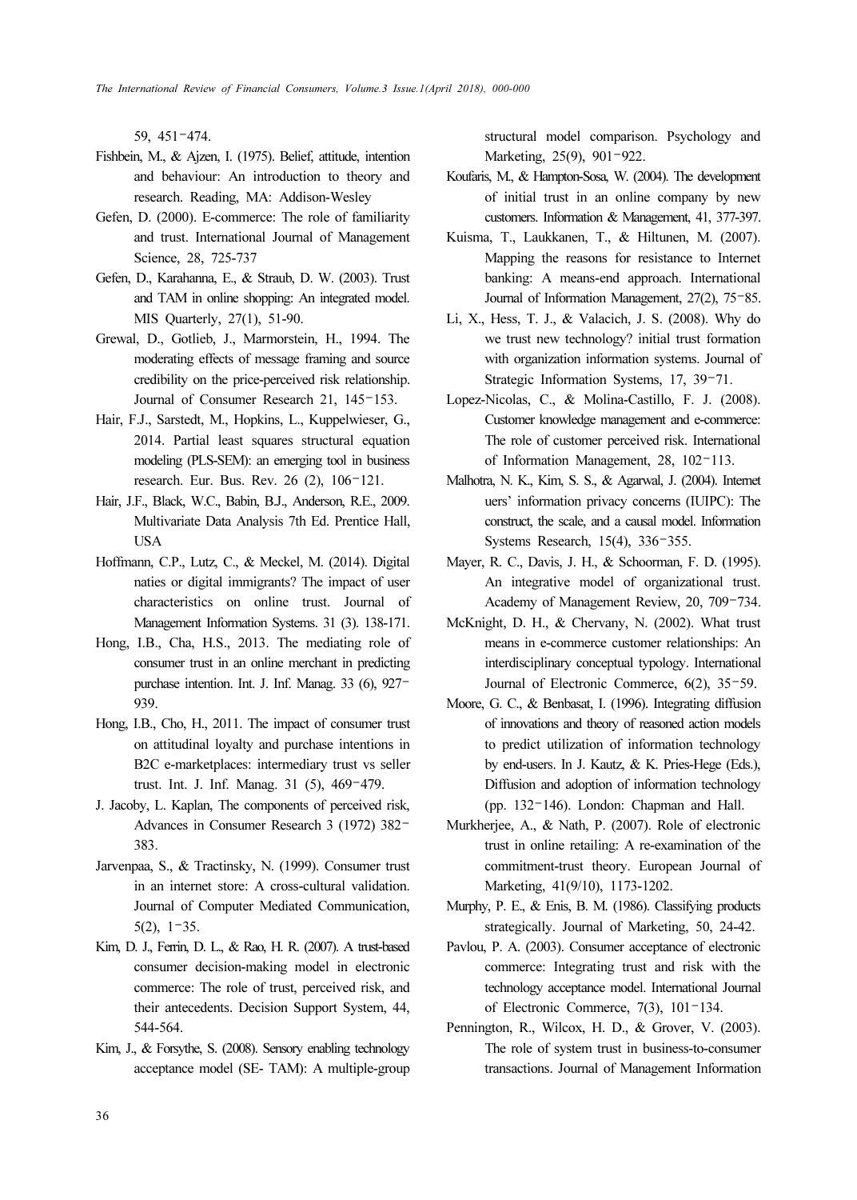59, 451-474.

Fishbein, M., & Ajzen, I. (1975). Belief, attitude, intention and behaviour: An introduction to theory and research. Reading, MA: Addison-Wesley

Gefen, D. (2000). E-commerce: The role of familiarity and trust. International Journal of Management Science, 28, 725-737

Gefen, D., Karahanna, E., & Straub, D. W. (2003). Trust and TAM in online shopping: An integrated model. MIS Quarterly, 27(1), 51-90.

Grewal, D., Gotlieb, J., Marmorstein, H., 1994. The moderating effects of message framing and source credibility on the price-perceived risk relationship. Journal of Consumer Research 21, 145-153.

Hair, F.J., Sarstedt, M., Hopkins, L., Kuppelwieser, G., 2014. Partial least squares structural equation modeling (PLS-SEM): an emerging tool in business research. Eur. Bus. Rev. 26 (2), 106-121.

Hair, J.F., Black, W.C., Babin, B.J., Anderson, R.E., 2009. Multivariate Data Analysis 7th Ed. Prentice Hall, USA

Hoffmann, C.P., Lutz, C., & Meckel, M. (2014). Digital naties or digital immigrants? The impact of user characteristics on online trust. Journal of Management Information Systems. 31 (3). 138-171.

Hong, I.B., Cha, H.S., 2013. The mediating role of consumer trust in an online merchant in predicting purchase intention. Int. J. Inf. Manag. 33 (6), 927-939.

Hong, I.B., Cho, H., 2011. The impact of consumer trust on attitudinal loyalty and purchase intentions in B2C e-marketplaces: intermediary trust vs seller trust. Int. J. Inf. Manag. 31 (5), 469-479.

J. Jacoby, L. Kaplan, The components of perceived risk, Advances in Consumer Research 3 (1972) 382-383.

Jarvenpaa, S., & Tractinsky, N. (1999). Consumer trust in an internet store: A cross-cultural validation. Journal of Computer Mediated Communication, 5(2), 1-35.

Kim, D. J., Ferrin, D. L., & Rao, H. R. (2007). A trust-based consumer decision-making model in electronic commerce: The role of trust, perceived risk, and their antecedents. Decision Support System, 44, 544-564.

Kim, J., & Forsythe, S. (2008). Sensory enabling technology acceptance model (SE- TAM): A multiple-group structural model comparison. Psychology and Marketing, 25(9), 901-922.

Koufaris, M., & Hampton-Sosa, W. (2004). The development of initial trust in an online company by new customers. Information & Management, 41, 377-397.

Kuisma, T., Laukkanen, T., & Hiltunen, M. (2007). Mapping the reasons for resistance to Internet banking: A means-end approach. International Journal of Information Management, 27(2), 75-85.

Li, X., Hess, T. J., & Valacich, J. S. (2008). Why do we trust new technology? initial trust formation with organization information systems. Journal of Strategic Information Systems, 17, 39-71.

Lopez-Nicolas, C., & Molina-Castillo, F. J. (2008). Customer knowledge management and e-commerce: The role of customer perceived risk. International of Information Management, 28, 102-113.

Malhotra, N. K., Kim, S. S., & Agarwal, J. (2004). Internet uers' information privacy concerns (IUIPC): The construct, the scale, and a causal model. Information Systems Research, 15(4), 336-355.

Mayer, R. C., Davis, J. H., & Schoorman, F. D. (1995). An integrative model of organizational trust. Academy of Management Review, 20, 709-734.

McKnight, D. H., & Chervany, N. (2002). What trust means in e-commerce customer relationships: An interdisciplinary conceptual typology. International Journal of Electronic Commerce, 6(2), 35-59.

Moore, G. C., & Benbasat, I. (1996). Integrating diffusion of innovations and theory of reasoned action models to predict utilization of information technology by end-users. In J. Kautz, & K. Pries-Hege (Eds.), Diffusion and adoption of information technology (pp. 132-146). London: Chapman and Hall.

Murkherjee, A., & Nath, P. (2007). Role of electronic trust in online retailing: A re-examination of the commitment-trust theory. European Journal of Marketing, 41(9/10), 1173-1202.

Murphy, P. E., & Enis, B. M. (1986). Classifying products strategically. Journal of Marketing, 50, 24-42.

Pavlou, P. A. (2003). Consumer acceptance of electronic commerce: Integrating trust and risk with the technology acceptance model. International Journal of Electronic Commerce, 7(3), 101-134.

Pennington, R., Wilcox, H. D., & Grover, V. (2003). The role of system trust in business-to-consumer transactions. Journal of Management Information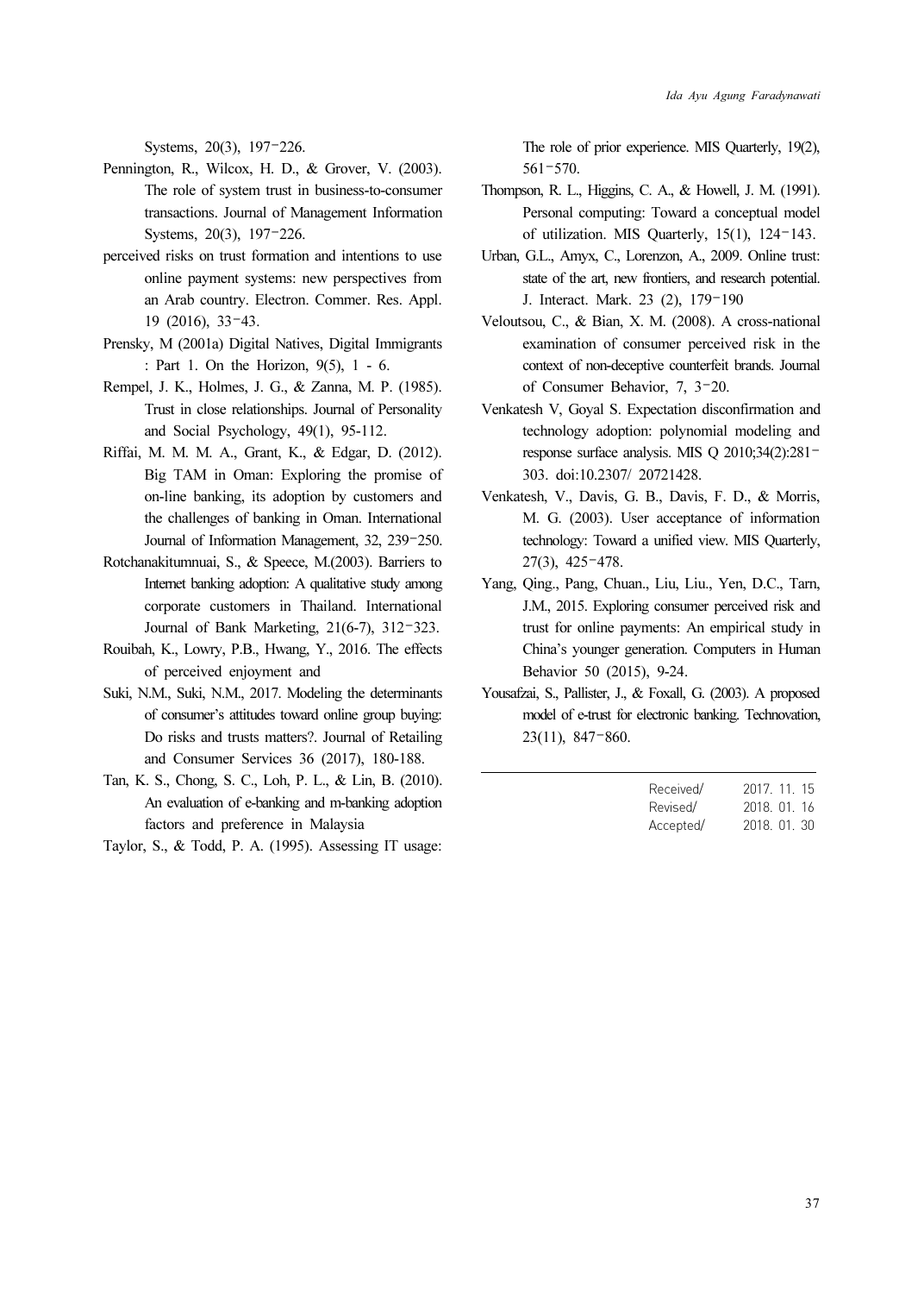Systems, 20(3), 197–226.

Pennington, R., Wilcox, H. D., & Grover, V. (2003). The role of system trust in business-to-consumer transactions. Journal of Management Information Systems, 20(3), 197–226.

perceived risks on trust formation and intentions to use online payment systems: new perspectives from an Arab country. Electron. Commer. Res. Appl. 19 (2016), 33–43.

Prensky, M (2001a) Digital Natives, Digital Immigrants : Part 1. On the Horizon, 9(5), 1 - 6.

Rempel, J. K., Holmes, J. G., & Zanna, M. P. (1985). Trust in close relationships. Journal of Personality and Social Psychology, 49(1), 95-112.

Riffai, M. M. M. A., Grant, K., & Edgar, D. (2012). Big TAM in Oman: Exploring the promise of on-line banking, its adoption by customers and the challenges of banking in Oman. International Journal of Information Management, 32, 239–250.

Rotchanakitumnuai, S., & Speece, M.(2003). Barriers to Internet banking adoption: A qualitative study among corporate customers in Thailand. International Journal of Bank Marketing, 21(6-7), 312–323.

Rouibah, K., Lowry, P.B., Hwang, Y., 2016. The effects of perceived enjoyment and

Suki, N.M., Suki, N.M., 2017. Modeling the determinants of consumer's attitudes toward online group buying: Do risks and trusts matters?. Journal of Retailing and Consumer Services 36 (2017), 180-188.

Tan, K. S., Chong, S. C., Loh, P. L., & Lin, B. (2010). An evaluation of e-banking and m-banking adoption factors and preference in Malaysia

Taylor, S., & Todd, P. A. (1995). Assessing IT usage: The role of prior experience. MIS Quarterly, 19(2), 561–570.

Thompson, R. L., Higgins, C. A., & Howell, J. M. (1991). Personal computing: Toward a conceptual model of utilization. MIS Quarterly, 15(1), 124–143.

Urban, G.L., Amyx, C., Lorenzon, A., 2009. Online trust: state of the art, new frontiers, and research potential. J. Interact. Mark. 23 (2), 179–190

Veloutsou, C., & Bian, X. M. (2008). A cross-national examination of consumer perceived risk in the context of non-deceptive counterfeit brands. Journal of Consumer Behavior, 7, 3–20.

Venkatesh V, Goyal S. Expectation disconfirmation and technology adoption: polynomial modeling and response surface analysis. MIS Q 2010;34(2):281–303. doi:10.2307/ 20721428.

Venkatesh, V., Davis, G. B., Davis, F. D., & Morris, M. G. (2003). User acceptance of information technology: Toward a unified view. MIS Quarterly, 27(3), 425–478.

Yang, Qing., Pang, Chuan., Liu, Liu., Yen, D.C., Tarn, J.M., 2015. Exploring consumer perceived risk and trust for online payments: An empirical study in China's younger generation. Computers in Human Behavior 50 (2015), 9-24.

Yousafzai, S., Pallister, J., & Foxall, G. (2003). A proposed model of e-trust for electronic banking. Technovation, 23(11), 847–860.

Received/ 2017. 11. 15
Revised/ 2018. 01. 16
Accepted/ 2018. 01. 30